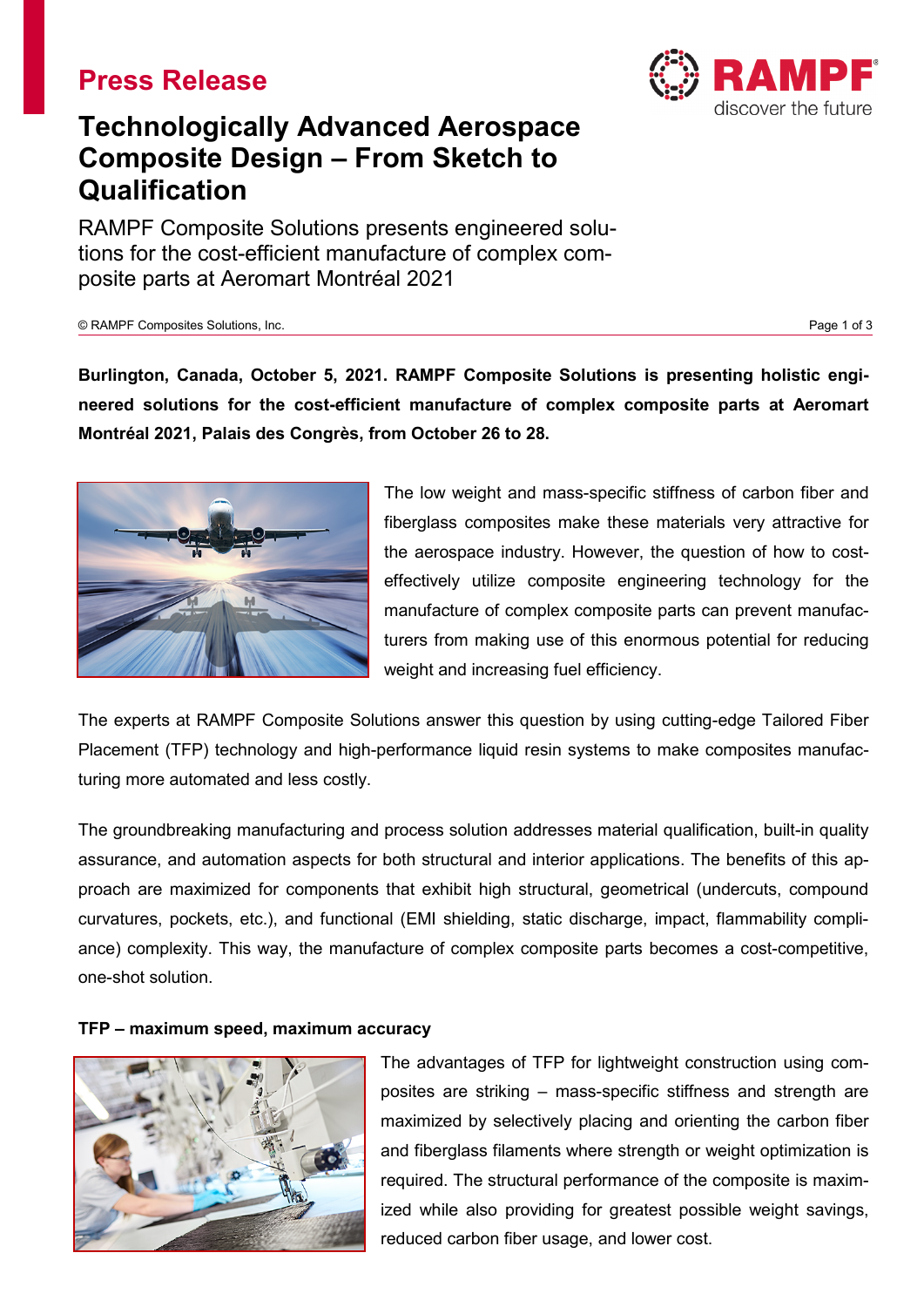# Press Release

## Technologically Advanced Aerospace Composite Design – From Sketch to Qualification

RAMPF Composite Solutions presents engineered solutions for the cost-efficient manufacture of complex composite parts at Aeromart Montréal 2021

© RAMPF Composites Solutions, Inc.

**Burlington, Canada, October 5, 2021. RAMPF Composite Solutions is presenting holistic engineered solutions for the cost-efficient manufacture of complex composite parts at Aeromart Montréal 2021, Palais des Congrès, from October 26 to 28.**

The low weight and mass-specific stiffness of carbon fiber and fiberglass composites make these materials very attractive for the aerospace industry. However, the question of how to cost-effectively utilize composite engineering technology for the manufacture of complex composite parts can prevent manufacturers from making use of this enormous potential for reducing weight and increasing fuel efficiency.

The experts at RAMPF Composite Solutions answer this question by using cutting-edge Tailored Fiber Placement (TFP) technology and high-performance liquid resin systems to make composites manufacturing more automated and less costly.

The groundbreaking manufacturing and process solution addresses material qualification, built-in quality assurance, and automation aspects for both structural and interior applications. The benefits of this approach are maximized for components that exhibit high structural, geometrical (undercuts, compound curvatures, pockets, etc.), and functional (EMI shielding, static discharge, impact, flammability compliance) complexity. This way, the manufacture of complex composite parts becomes a cost-competitive, one-shot solution.

**TFP – maximum speed, maximum accuracy**

The advantages of TFP for lightweight construction using composites are striking – mass-specific stiffness and strength are maximized by selectively placing and orienting the carbon fiber and fiberglass filaments where strength or weight optimization is required. The structural performance of the composite is maximized while also providing for greatest possible weight savings, reduced carbon fiber usage, and lower cost.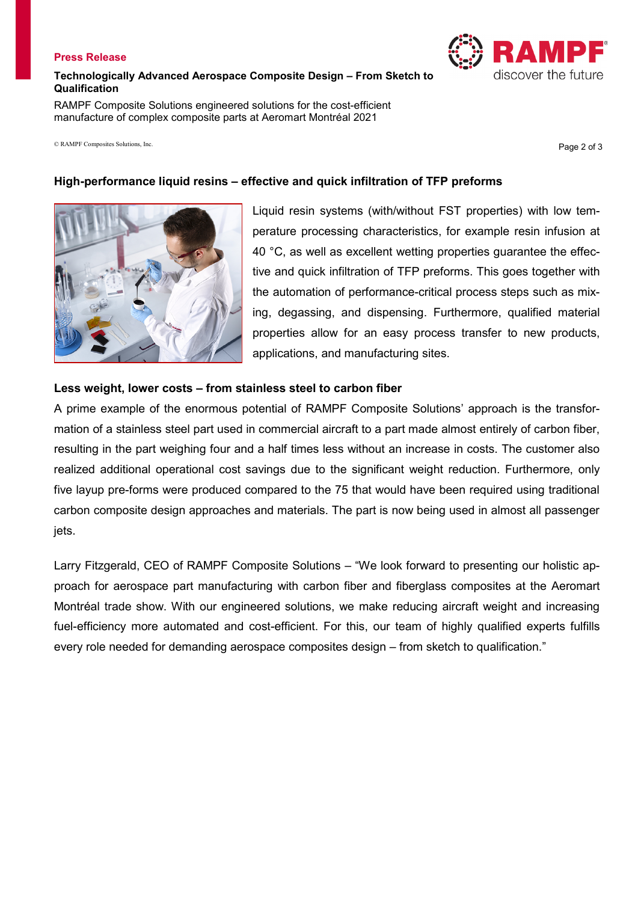## High-performance liquid resins – effective and quick infiltration of TFP preforms

Liquid resin systems (with/without FST properties) with low temperature processing characteristics, for example resin infusion at 40 °C, as well as excellent wetting properties guarantee the effective and quick infiltration of TFP preforms. This goes together with the automation of performance-critical process steps such as mixing, degassing, and dispensing. Furthermore, qualified material properties allow for an easy process transfer to new products, applications, and manufacturing sites.

### Less weight, lower costs – from stainless steel to carbon fiber

A prime example of the enormous potential of RAMPF Composite Solutions' approach is the transformation of a stainless steel part used in commercial aircraft to a part made almost entirely of carbon fiber, resulting in the part weighing four and a half times less without an increase in costs. The customer also realized additional operational cost savings due to the significant weight reduction. Furthermore, only five layup pre-forms were produced compared to the 75 that would have been required using traditional carbon composite design approaches and materials. The part is now being used in almost all passenger jets.

Larry Fitzgerald, CEO of RAMPF Composite Solutions – "We look forward to presenting our holistic approach for aerospace part manufacturing with carbon fiber and fiberglass composites at the Aeromart Montréal trade show. With our engineered solutions, we make reducing aircraft weight and increasing fuel-efficiency more automated and cost-efficient. For this, our team of highly qualified experts fulfills every role needed for demanding aerospace composites design – from sketch to qualification."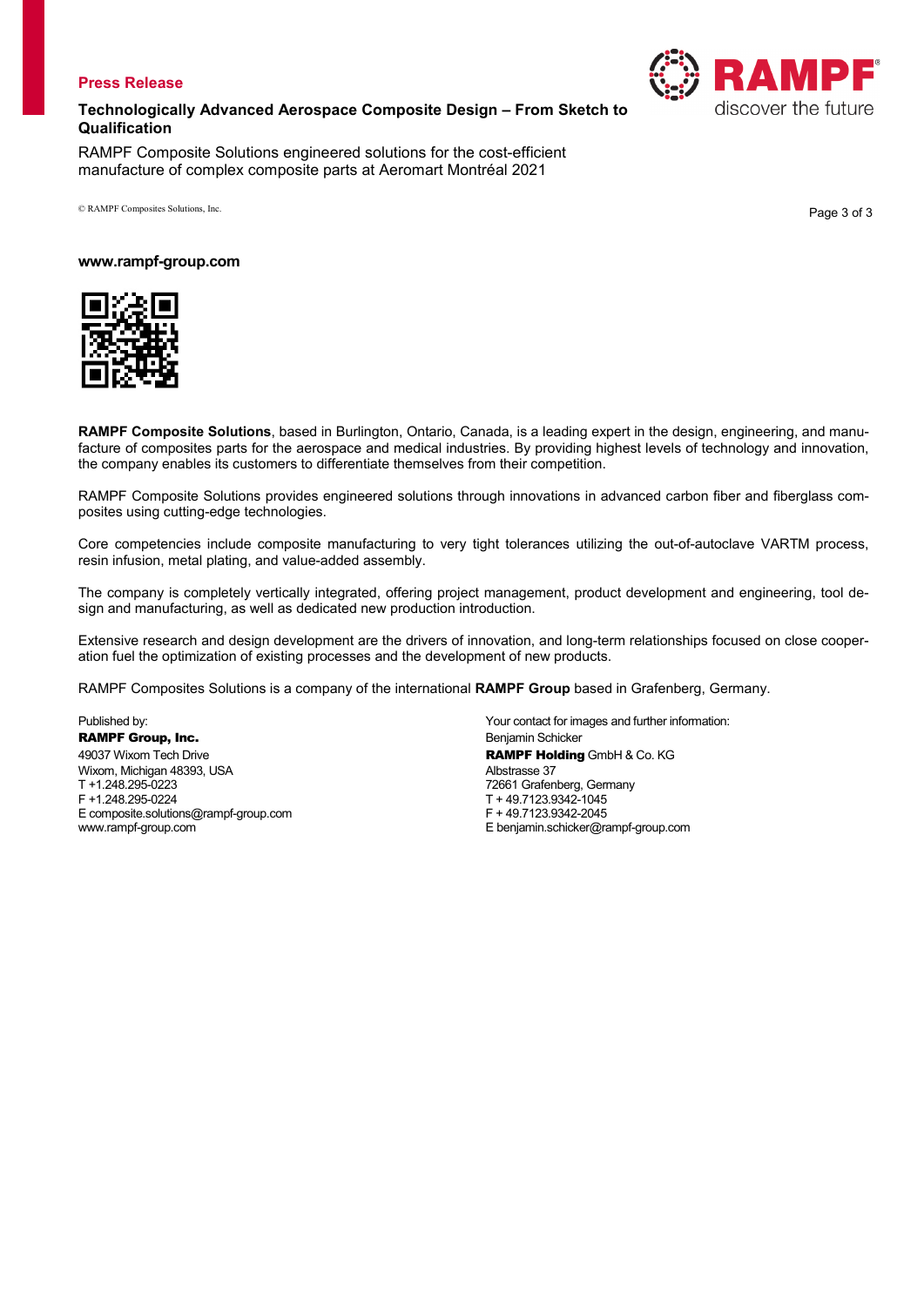**www.rampf-group.com**

**RAMPF Composite Solutions**, based in Burlington, Ontario, Canada, is a leading expert in the design, engineering, and manufacture of composites parts for the aerospace and medical industries. By providing highest levels of technology and innovation, the company enables its customers to differentiate themselves from their competition.

RAMPF Composite Solutions provides engineered solutions through innovations in advanced carbon fiber and fiberglass composites using cutting-edge technologies.

Core competencies include composite manufacturing to very tight tolerances utilizing the out-of-autoclave VARTM process, resin infusion, metal plating, and value-added assembly.

The company is completely vertically integrated, offering project management, product development and engineering, tool design and manufacturing, as well as dedicated new production introduction.

Extensive research and design development are the drivers of innovation, and long-term relationships focused on close cooperation fuel the optimization of existing processes and the development of new products.

RAMPF Composites Solutions is a company of the international **RAMPF Group** based in Grafenberg, Germany.

Published by:
**RAMPF Group, Inc.**
49037 Wixom Tech Drive
Wixom, Michigan 48393, USA
T +1.248.295-0223
F +1.248.295-0224
E composite.solutions@rampf-group.com
www.rampf-group.com

Your contact for images and further information:
Benjamin Schicker
**RAMPF Holding** GmbH & Co. KG
Albstrasse 37
72661 Grafenberg, Germany
T + 49.7123.9342-1045
F + 49.7123.9342-2045
E benjamin.schicker@rampf-group.com